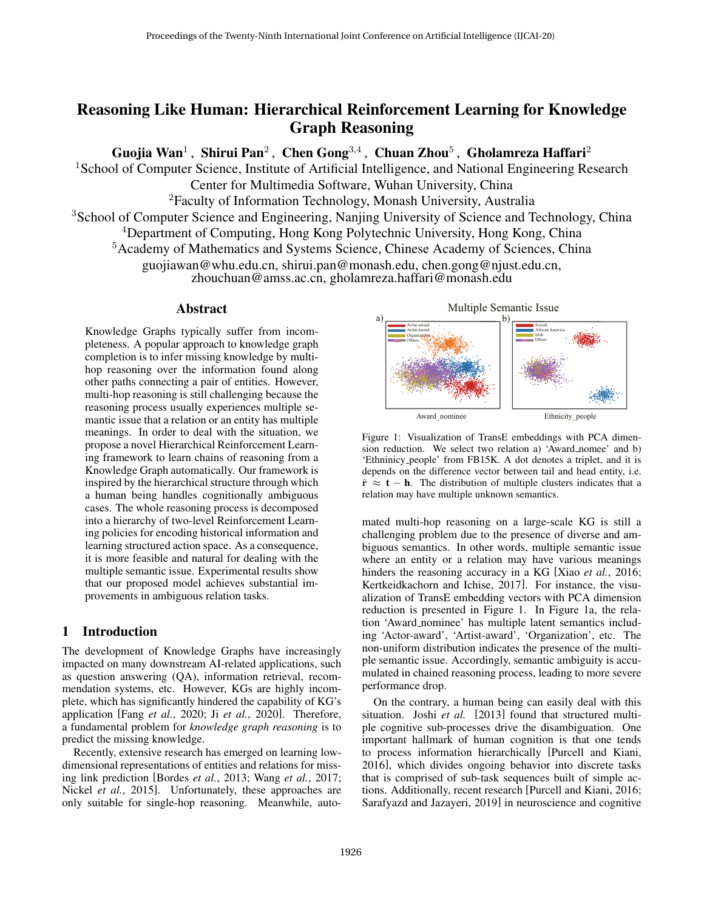# Reasoning Like Human: Hierarchical Reinforcement Learning for Knowledge Graph Reasoning

**Guojia Wan**[1], **Shirui Pan**[2], **Chen Gong**[3,4], **Chuan Zhou**[5], **Gholamreza Haffari**[2]

[1]School of Computer Science, Institute of Artificial Intelligence, and National Engineering Research Center for Multimedia Software, Wuhan University, China
[2]Faculty of Information Technology, Monash University, Australia
[3]School of Computer Science and Engineering, Nanjing University of Science and Technology, China
[4]Department of Computing, Hong Kong Polytechnic University, Hong Kong, China
[5]Academy of Mathematics and Systems Science, Chinese Academy of Sciences, China

guojiawan@whu.edu.cn, shirui.pan@monash.edu, chen.gong@njust.edu.cn, zhouchuan@amss.ac.cn, gholamreza.haffari@monash.edu

## Abstract

Knowledge Graphs typically suffer from incompleteness. A popular approach to knowledge graph completion is to infer missing knowledge by multi-hop reasoning over the information found along other paths connecting a pair of entities. However, multi-hop reasoning is still challenging because the reasoning process usually experiences multiple semantic issue that a relation or an entity has multiple meanings. In order to deal with the situation, we propose a novel Hierarchical Reinforcement Learning framework to learn chains of reasoning from a Knowledge Graph automatically. Our framework is inspired by the hierarchical structure through which a human being handles cognitionally ambiguous cases. The whole reasoning process is decomposed into a hierarchy of two-level Reinforcement Learning policies for encoding historical information and learning structured action space. As a consequence, it is more feasible and natural for dealing with the multiple semantic issue. Experimental results show that our proposed model achieves substantial improvements in ambiguous relation tasks.

## 1 Introduction

The development of Knowledge Graphs have increasingly impacted on many downstream AI-related applications, such as question answering (QA), information retrieval, recommendation systems, etc. However, KGs are highly incomplete, which has significantly hindered the capability of KG's application [Fang *et al.*, 2020; Ji *et al.*, 2020]. Therefore, a fundamental problem for *knowledge graph reasoning* is to predict the missing knowledge.

Recently, extensive research has emerged on learning low-dimensional representations of entities and relations for missing link prediction [Bordes *et al.*, 2013; Wang *et al.*, 2017; Nickel *et al.*, 2015]. Unfortunately, these approaches are only suitable for single-hop reasoning. Meanwhile, automated multi-hop reasoning on a large-scale KG is still a challenging problem due to the presence of diverse and ambiguous semantics. In other words, multiple semantic issue where an entity or a relation may have various meanings hinders the reasoning accuracy in a KG [Xiao *et al.*, 2016; Kertkeidkachorn and Ichise, 2017]. For instance, the visualization of TransE embedding vectors with PCA dimension reduction is presented in Figure 1. In Figure 1a, the relation 'Award_nominee' has multiple latent semantics including 'Actor-award', 'Artist-award', 'Organization', etc. The non-uniform distribution indicates the presence of the multiple semantic issue. Accordingly, semantic ambiguity is accumulated in chained reasoning process, leading to more severe performance drop.

Figure 1: Visualization of TransE embeddings with PCA dimension reduction. We select two relation a) 'Award_nomee' and b) 'Ethninicy_people' from FB15K. A dot denotes a triplet, and it is depends on the difference vector between tail and head entity, i.e. $\hat{\mathbf{r}} \approx \mathbf{t} - \mathbf{h}$. The distribution of multiple clusters indicates that a relation may have multiple unknown semantics.

On the contrary, a human being can easily deal with this situation. Joshi *et al.* [2013] found that structured multiple cognitive sub-processes drive the disambiguation. One important hallmark of human cognition is that one tends to process information hierarchically [Purcell and Kiani, 2016], which divides ongoing behavior into discrete tasks that is comprised of sub-task sequences built of simple actions. Additionally, recent research [Purcell and Kiani, 2016; Sarafyazd and Jazayeri, 2019] in neuroscience and cognitive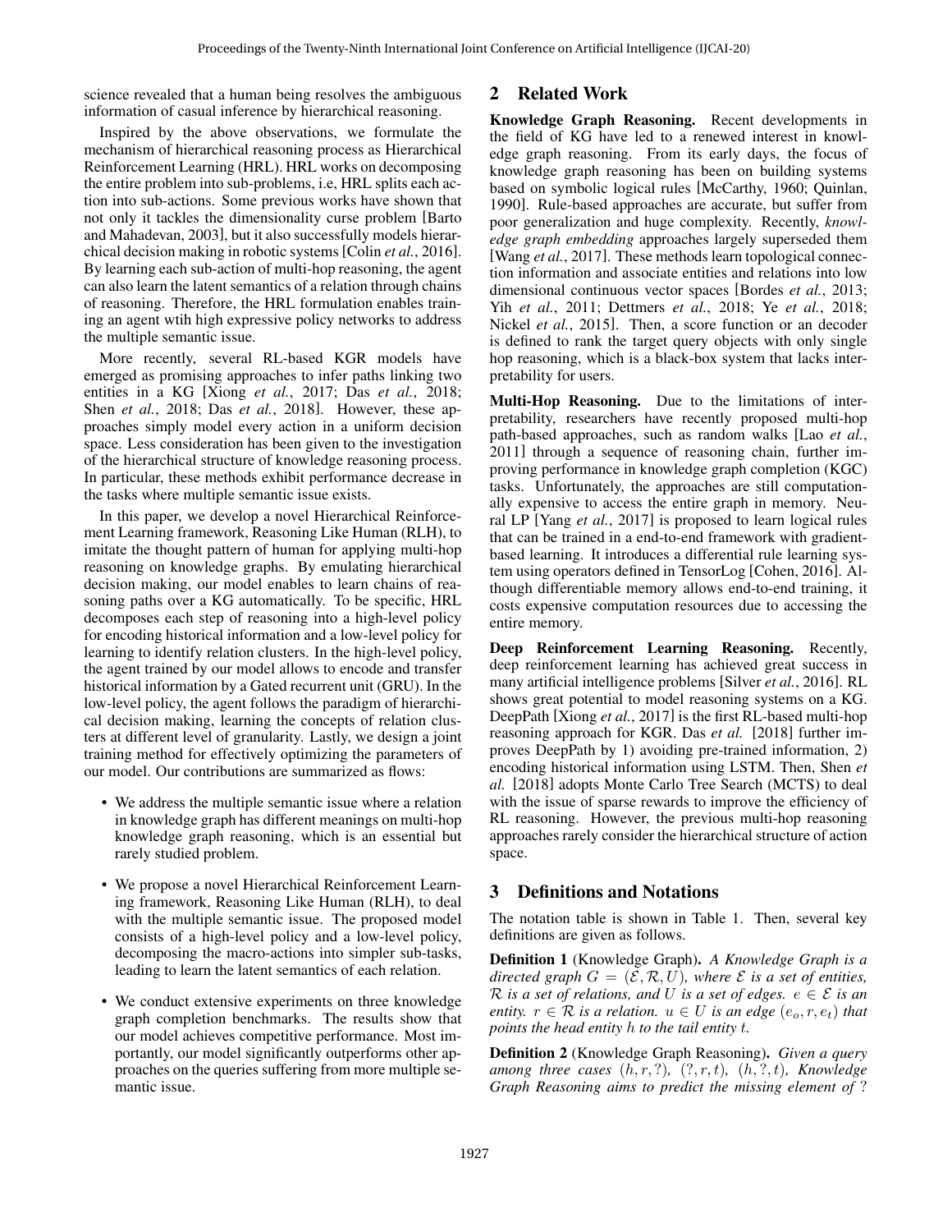science revealed that a human being resolves the ambiguous information of casual inference by hierarchical reasoning.

Inspired by the above observations, we formulate the mechanism of hierarchical reasoning process as Hierarchical Reinforcement Learning (HRL). HRL works on decomposing the entire problem into sub-problems, i.e, HRL splits each action into sub-actions. Some previous works have shown that not only it tackles the dimensionality curse problem [Barto and Mahadevan, 2003], but it also successfully models hierarchical decision making in robotic systems [Colin *et al.*, 2016]. By learning each sub-action of multi-hop reasoning, the agent can also learn the latent semantics of a relation through chains of reasoning. Therefore, the HRL formulation enables training an agent wtih high expressive policy networks to address the multiple semantic issue.

More recently, several RL-based KGR models have emerged as promising approaches to infer paths linking two entities in a KG [Xiong *et al.*, 2017; Das *et al.*, 2018; Shen *et al.*, 2018; Das *et al.*, 2018]. However, these approaches simply model every action in a uniform decision space. Less consideration has been given to the investigation of the hierarchical structure of knowledge reasoning process. In particular, these methods exhibit performance decrease in the tasks where multiple semantic issue exists.

In this paper, we develop a novel Hierarchical Reinforcement Learning framework, Reasoning Like Human (RLH), to imitate the thought pattern of human for applying multi-hop reasoning on knowledge graphs. By emulating hierarchical decision making, our model enables to learn chains of reasoning paths over a KG automatically. To be specific, HRL decomposes each step of reasoning into a high-level policy for encoding historical information and a low-level policy for learning to identify relation clusters. In the high-level policy, the agent trained by our model allows to encode and transfer historical information by a Gated recurrent unit (GRU). In the low-level policy, the agent follows the paradigm of hierarchical decision making, learning the concepts of relation clusters at different level of granularity. Lastly, we design a joint training method for effectively optimizing the parameters of our model. Our contributions are summarized as flows:

- We address the multiple semantic issue where a relation in knowledge graph has different meanings on multi-hop knowledge graph reasoning, which is an essential but rarely studied problem.
- We propose a novel Hierarchical Reinforcement Learning framework, Reasoning Like Human (RLH), to deal with the multiple semantic issue. The proposed model consists of a high-level policy and a low-level policy, decomposing the macro-actions into simpler sub-tasks, leading to learn the latent semantics of each relation.
- We conduct extensive experiments on three knowledge graph completion benchmarks. The results show that our model achieves competitive performance. Most importantly, our model significantly outperforms other approaches on the queries suffering from more multiple semantic issue.

## 2 Related Work

**Knowledge Graph Reasoning.** Recent developments in the field of KG have led to a renewed interest in knowledge graph reasoning. From its early days, the focus of knowledge graph reasoning has been on building systems based on symbolic logical rules [McCarthy, 1960; Quinlan, 1990]. Rule-based approaches are accurate, but suffer from poor generalization and huge complexity. Recently, *knowledge graph embedding* approaches largely superseded them [Wang *et al.*, 2017]. These methods learn topological connection information and associate entities and relations into low dimensional continuous vector spaces [Bordes *et al.*, 2013; Yih *et al.*, 2011; Dettmers *et al.*, 2018; Ye *et al.*, 2018; Nickel *et al.*, 2015]. Then, a score function or an decoder is defined to rank the target query objects with only single hop reasoning, which is a black-box system that lacks interpretability for users.

**Multi-Hop Reasoning.** Due to the limitations of interpretability, researchers have recently proposed multi-hop path-based approaches, such as random walks [Lao *et al.*, 2011] through a sequence of reasoning chain, further improving performance in knowledge graph completion (KGC) tasks. Unfortunately, the approaches are still computationally expensive to access the entire graph in memory. Neural LP [Yang *et al.*, 2017] is proposed to learn logical rules that can be trained in a end-to-end framework with gradient-based learning. It introduces a differential rule learning system using operators defined in TensorLog [Cohen, 2016]. Although differentiable memory allows end-to-end training, it costs expensive computation resources due to accessing the entire memory.

**Deep Reinforcement Learning Reasoning.** Recently, deep reinforcement learning has achieved great success in many artificial intelligence problems [Silver *et al.*, 2016]. RL shows great potential to model reasoning systems on a KG. DeepPath [Xiong *et al.*, 2017] is the first RL-based multi-hop reasoning approach for KGR. Das *et al.* [2018] further improves DeepPath by 1) avoiding pre-trained information, 2) encoding historical information using LSTM. Then, Shen *et al.* [2018] adopts Monte Carlo Tree Search (MCTS) to deal with the issue of sparse rewards to improve the efficiency of RL reasoning. However, the previous multi-hop reasoning approaches rarely consider the hierarchical structure of action space.

## 3 Definitions and Notations

The notation table is shown in Table 1. Then, several key definitions are given as follows.

**Definition 1** (Knowledge Graph). *A Knowledge Graph is a directed graph $G = (\mathcal{E}, \mathcal{R}, U)$, where $\mathcal{E}$ is a set of entities, $\mathcal{R}$ is a set of relations, and $U$ is a set of edges. $e \in \mathcal{E}$ is an entity. $r \in \mathcal{R}$ is a relation. $u \in U$ is an edge $(e_o, r, e_t)$ that points the head entity $h$ to the tail entity $t$.*

**Definition 2** (Knowledge Graph Reasoning). *Given a query among three cases $(h, r, ?)$, $(?, r, t)$, $(h, ?, t)$, Knowledge Graph Reasoning aims to predict the missing element of $?$*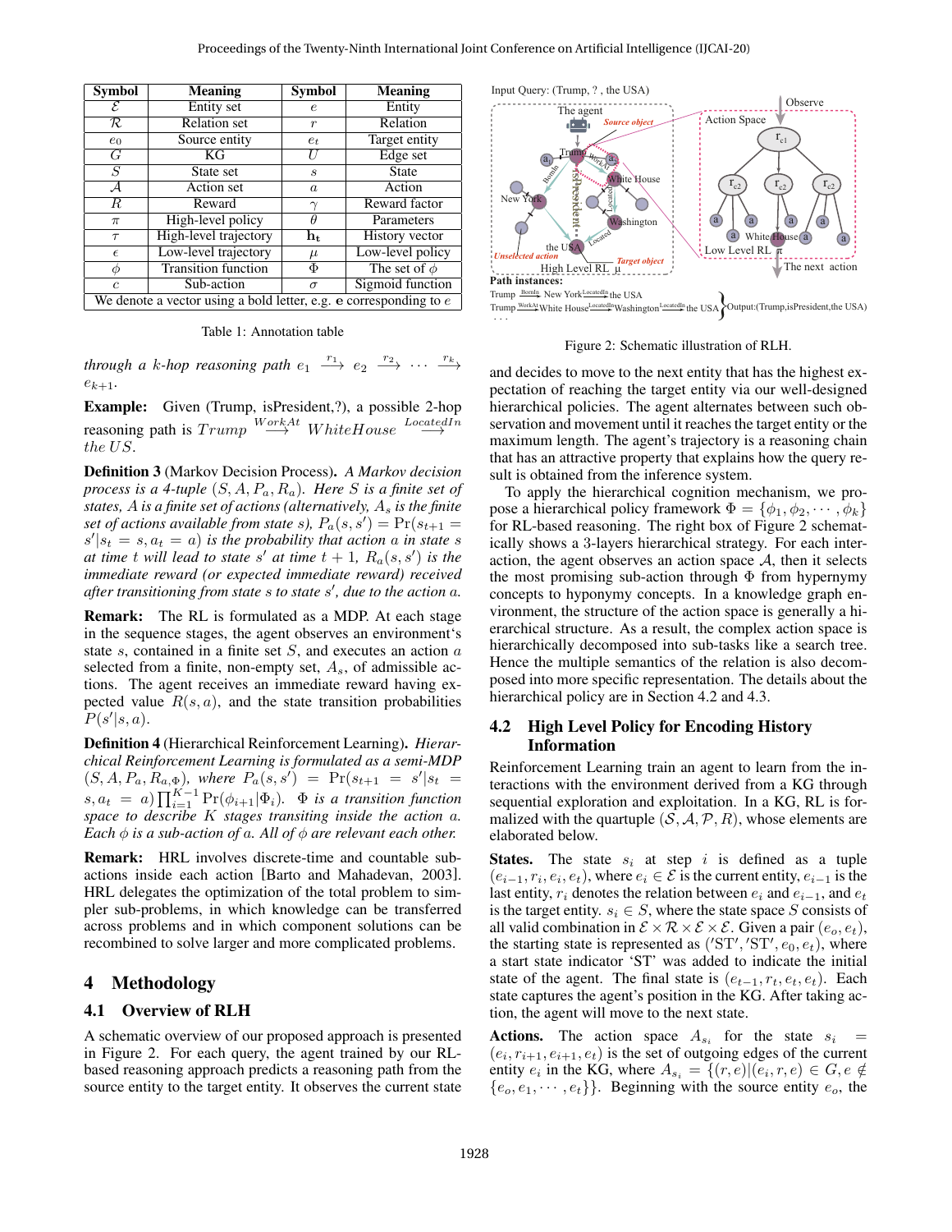| Symbol | Meaning | Symbol | Meaning |
|---|---|---|---|
| $\mathcal{E}$ | Entity set | $e$ | Entity |
| $\mathcal{R}$ | Relation set | $r$ | Relation |
| $e_0$ | Source entity | $e_t$ | Target entity |
| $G$ | KG | $U$ | Edge set |
| $S$ | State set | $s$ | State |
| $\mathcal{A}$ | Action set | $a$ | Action |
| $R$ | Reward | $\gamma$ | Reward factor |
| $\pi$ | High-level policy | $\theta$ | Parameters |
| $\tau$ | High-level trajectory | $\mathbf{h_t}$ | History vector |
| $\epsilon$ | Low-level trajectory | $\mu$ | Low-level policy |
| $\phi$ | Transition function | $\Phi$ | The set of $\phi$ |
| $c$ | Sub-action | $\sigma$ | Sigmoid function |
| We denote a vector using a bold letter, e.g. $\mathbf{e}$ corresponding to $e$ | | | |

Table 1: Annotation table

*through a k-hop reasoning path* $e_1 \xrightarrow{r_1} e_2 \xrightarrow{r_2} \cdots \xrightarrow{r_k} e_{k+1}$.

**Example:** Given (Trump, isPresident,?), a possible 2-hop reasoning path is $Trump \overset{WorkAt}{\longrightarrow} WhiteHouse \overset{LocatedIn}{\longrightarrow} the\,US$.

**Definition 3** (Markov Decision Process). *A Markov decision process is a 4-tuple* $(S, A, P_a, R_a)$. *Here* $S$ *is a finite set of states,* $A$ *is a finite set of actions (alternatively,* $A_s$ *is the finite set of actions available from state* $s$*),* $P_a(s, s') = \Pr(s_{t+1} = s'|s_t = s, a_t = a)$ *is the probability that action* $a$ *in state* $s$ *at time* $t$ *will lead to state* $s'$ *at time* $t+1$*,* $R_a(s, s')$ *is the immediate reward (or expected immediate reward) received after transitioning from state* $s$ *to state* $s'$*, due to the action* $a$.

**Remark:** The RL is formulated as a MDP. At each stage in the sequence stages, the agent observes an environment's state $s$, contained in a finite set $S$, and executes an action $a$ selected from a finite, non-empty set, $A_s$, of admissible actions. The agent receives an immediate reward having expected value $R(s, a)$, and the state transition probabilities $P(s'|s, a)$.

**Definition 4** (Hierarchical Reinforcement Learning). *Hierarchical Reinforcement Learning is formulated as a semi-MDP* $(S, A, P_a, R_{a,\Phi})$*, where* $P_a(s, s') = \Pr(s_{t+1} = s'|s_t = s, a_t = a)\prod_{i=1}^{K-1}\Pr(\phi_{i+1}|\Phi_i)$. $\Phi$ *is a transition function space to describe* $K$ *stages transiting inside the action* $a$*. Each* $\phi$ *is a sub-action of* $a$*. All of* $\phi$ *are relevant each other.*

**Remark:** HRL involves discrete-time and countable sub-actions inside each action [Barto and Mahadevan, 2003]. HRL delegates the optimization of the total problem to simpler sub-problems, in which knowledge can be transferred across problems and in which component solutions can be recombined to solve larger and more complicated problems.

# 4 Methodology

## 4.1 Overview of RLH

A schematic overview of our proposed approach is presented in Figure 2. For each query, the agent trained by our RL-based reasoning approach predicts a reasoning path from the source entity to the target entity. It observes the current state

Figure 2: Schematic illustration of RLH.

and decides to move to the next entity that has the highest expectation of reaching the target entity via our well-designed hierarchical policies. The agent alternates between such observation and movement until it reaches the target entity or the maximum length. The agent's trajectory is a reasoning chain that has an attractive property that explains how the query result is obtained from the inference system.

To apply the hierarchical cognition mechanism, we propose a hierarchical policy framework $\Phi = \{\phi_1, \phi_2, \cdots, \phi_k\}$ for RL-based reasoning. The right box of Figure 2 schematically shows a 3-layers hierarchical strategy. For each interaction, the agent observes an action space $\mathcal{A}$, then it selects the most promising sub-action through $\Phi$ from hypernymy concepts to hyponymy concepts. In a knowledge graph environment, the structure of the action space is generally a hierarchical structure. As a result, the complex action space is hierarchically decomposed into sub-tasks like a search tree. Hence the multiple semantics of the relation is also decomposed into more specific representation. The details about the hierarchical policy are in Section 4.2 and 4.3.

## 4.2 High Level Policy for Encoding History Information

Reinforcement Learning train an agent to learn from the interactions with the environment derived from a KG through sequential exploration and exploitation. In a KG, RL is formalized with the quartuple $(\mathcal{S}, \mathcal{A}, \mathcal{P}, R)$, whose elements are elaborated below.

**States.** The state $s_i$ at step $i$ is defined as a tuple $(e_{i-1}, r_i, e_i, e_t)$, where $e_i \in \mathcal{E}$ is the current entity, $e_{i-1}$ is the last entity, $r_i$ denotes the relation between $e_i$ and $e_{i-1}$, and $e_t$ is the target entity. $s_i \in S$, where the state space $S$ consists of all valid combination in $\mathcal{E} \times \mathcal{R} \times \mathcal{E} \times \mathcal{E}$. Given a pair $(e_o, e_t)$, the starting state is represented as $('\mathrm{ST}', '\mathrm{ST}', e_0, e_t)$, where a start state indicator 'ST' was added to indicate the initial state of the agent. The final state is $(e_{t-1}, r_t, e_t, e_t)$. Each state captures the agent's position in the KG. After taking action, the agent will move to the next state.

**Actions.** The action space $A_{s_i}$ for the state $s_i = (e_i, r_{i+1}, e_{i+1}, e_t)$ is the set of outgoing edges of the current entity $e_i$ in the KG, where $A_{s_i} = \{(r, e)|(e_i, r, e) \in G, e \notin \{e_o, e_1, \cdots, e_t\}\}$. Beginning with the source entity $e_o$, the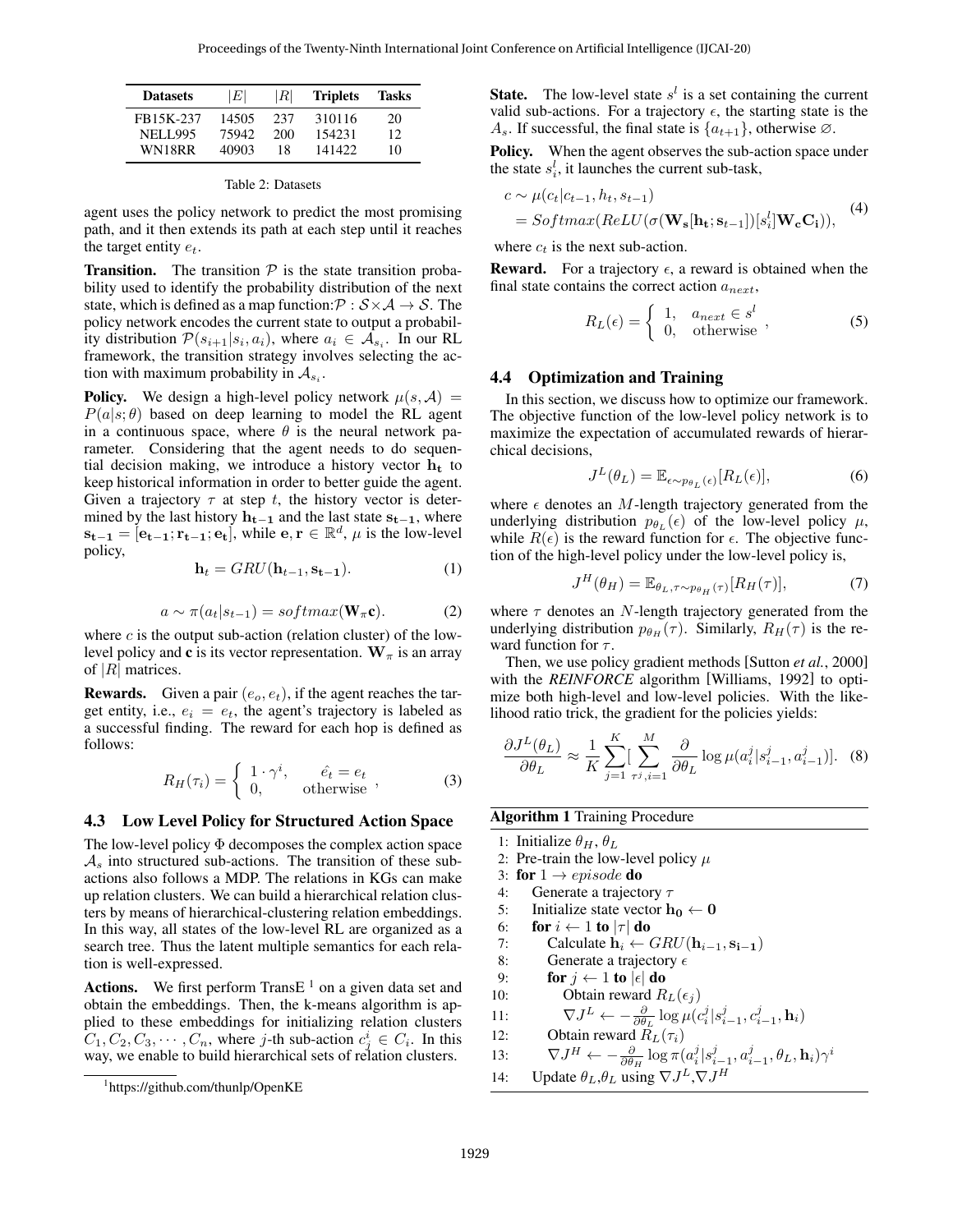| Datasets | $\|E\|$ | $\|R\|$ | Triplets | Tasks |
|---|---|---|---|---|
| FB15K-237 | 14505 | 237 | 310116 | 20 |
| NELL995 | 75942 | 200 | 154231 | 12 |
| WN18RR | 40903 | 18 | 141422 | 10 |

Table 2: Datasets

agent uses the policy network to predict the most promising path, and it then extends its path at each step until it reaches the target entity $e_t$.

**Transition.** The transition $\mathcal{P}$ is the state transition probability used to identify the probability distribution of the next state, which is defined as a map function:$\mathcal{P}: \mathcal{S} \times \mathcal{A} \rightarrow \mathcal{S}$. The policy network encodes the current state to output a probability distribution $\mathcal{P}(s_{i+1}|s_i, a_i)$, where $a_i \in \mathcal{A}_{s_i}$. In our RL framework, the transition strategy involves selecting the action with maximum probability in $\mathcal{A}_{s_i}$.

**Policy.** We design a high-level policy network $\mu(s, \mathcal{A}) = P(a|s; \theta)$ based on deep learning to model the RL agent in a continuous space, where $\theta$ is the neural network parameter. Considering that the agent needs to do sequential decision making, we introduce a history vector $\mathbf{h_t}$ to keep historical information in order to better guide the agent. Given a trajectory $\tau$ at step $t$, the history vector is determined by the last history $\mathbf{h_{t-1}}$ and the last state $\mathbf{s_{t-1}}$, where $\mathbf{s_{t-1}} = [\mathbf{e_{t-1}}; \mathbf{r_{t-1}}; \mathbf{e_t}]$, while $\mathbf{e}, \mathbf{r} \in \mathbb{R}^d$, $\mu$ is the low-level policy,

$$\mathbf{h}_t = GRU(\mathbf{h}_{t-1}, \mathbf{s_{t-1}}). \tag{1}$$

$$a \sim \pi(a_t|s_{t-1}) = softmax(\mathbf{W}_\pi \mathbf{c}). \tag{2}$$

where $c$ is the output sub-action (relation cluster) of the low-level policy and $\mathbf{c}$ is its vector representation. $\mathbf{W}_\pi$ is an array of $|R|$ matrices.

**Rewards.** Given a pair $(e_o, e_t)$, if the agent reaches the target entity, i.e., $e_i = e_t$, the agent's trajectory is labeled as a successful finding. The reward for each hop is defined as follows:

$$R_H(\tau_i) = \begin{cases} 1 \cdot \gamma^i, & \hat{e_t} = e_t \\ 0, & \text{otherwise} \end{cases}, \tag{3}$$

### 4.3 Low Level Policy for Structured Action Space

The low-level policy $\Phi$ decomposes the complex action space $\mathcal{A}_s$ into structured sub-actions. The transition of these sub-actions also follows a MDP. The relations in KGs can make up relation clusters. We can build a hierarchical relation clusters by means of hierarchical-clustering relation embeddings. In this way, all states of the low-level RL are organized as a search tree. Thus the latent multiple semantics for each relation is well-expressed.

**Actions.** We first perform TransE [1] on a given data set and obtain the embeddings. Then, the k-means algorithm is applied to these embeddings for initializing relation clusters $C_1, C_2, C_3, \cdots, C_n$, where $j$-th sub-action $c_j^i \in C_i$. In this way, we enable to build hierarchical sets of relation clusters.

[1] https://github.com/thunlp/OpenKE

**State.** The low-level state $s^l$ is a set containing the current valid sub-actions. For a trajectory $\epsilon$, the starting state is the $A_s$. If successful, the final state is $\{a_{t+1}\}$, otherwise $\varnothing$.

**Policy.** When the agent observes the sub-action space under the state $s_i^l$, it launches the current sub-task,

$$\begin{aligned} c &\sim \mu(c_t|c_{t-1}, h_t, s_{t-1}) \\ &= Softmax(ReLU(\sigma(\mathbf{W_s}[\mathbf{h_t}; \mathbf{s}_{t-1}])[s_i^l]\mathbf{W_c}\mathbf{C_i})), \end{aligned} \tag{4}$$

where $c_t$ is the next sub-action.

**Reward.** For a trajectory $\epsilon$, a reward is obtained when the final state contains the correct action $a_{next}$,

$$R_L(\epsilon) = \begin{cases} 1, & a_{next} \in s^l \\ 0, & \text{otherwise} \end{cases}, \tag{5}$$

### 4.4 Optimization and Training

In this section, we discuss how to optimize our framework. The objective function of the low-level policy network is to maximize the expectation of accumulated rewards of hierarchical decisions,

$$J^L(\theta_L) = \mathbb{E}_{\epsilon \sim p_{\theta_L}(\epsilon)}[R_L(\epsilon)], \tag{6}$$

where $\epsilon$ denotes an $M$-length trajectory generated from the underlying distribution $p_{\theta_L}(\epsilon)$ of the low-level policy $\mu$, while $R(\epsilon)$ is the reward function for $\epsilon$. The objective function of the high-level policy under the low-level policy is,

$$J^H(\theta_H) = \mathbb{E}_{\theta_L, \tau \sim p_{\theta_H}(\tau)}[R_H(\tau)], \tag{7}$$

where $\tau$ denotes an $N$-length trajectory generated from the underlying distribution $p_{\theta_H}(\tau)$. Similarly, $R_H(\tau)$ is the reward function for $\tau$.

Then, we use policy gradient methods [Sutton *et al.*, 2000] with the *REINFORCE* algorithm [Williams, 1992] to optimize both high-level and low-level policies. With the likelihood ratio trick, the gradient for the policies yields:

$$\frac{\partial J^L(\theta_L)}{\partial \theta_L} \approx \frac{1}{K} \sum_{j=1}^{K} [\sum_{\tau^j, i=1}^{M} \frac{\partial}{\partial \theta_L} \log \mu(a_i^j | s_{i-1}^j, a_{i-1}^j)]. \tag{8}$$

**Algorithm 1** Training Procedure

```
1: Initialize θ_H, θ_L
2: Pre-train the low-level policy μ
3: for 1 → episode do
4:     Generate a trajectory τ
5:     Initialize state vector h_0 ← 0
6:     for i ← 1 to |τ| do
7:         Calculate h_i ← GRU(h_{i-1}, s_{i-1})
8:         Generate a trajectory ε
9:         for j ← 1 to |ε| do
10:            Obtain reward R_L(ε_j)
11:            ∇J^L ← -∂/∂θ_L log μ(c_i^j | s_{i-1}^j, c_{i-1}^j, h_i)
12:        Obtain reward R_L(τ_i)
13:        ∇J^H ← -∂/∂θ_H log π(a_i^j | s_{i-1}^j, a_{i-1}^j, θ_L, h_i) γ^i
14:    Update θ_L, θ_L using ∇J^L, ∇J^H
```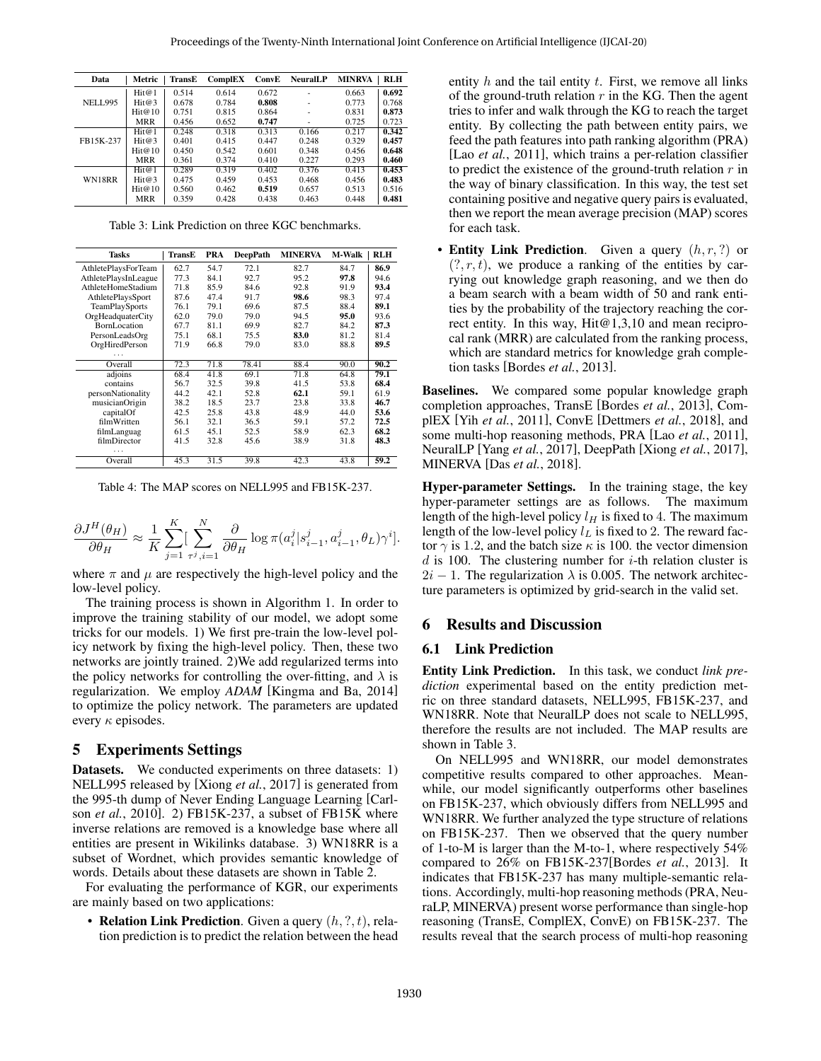| Data | Metric | TransE | ComplEX | ConvE | NeuralLP | MINRVA | RLH |
|---|---|---|---|---|---|---|---|
| NELL995 | Hit@1 | 0.514 | 0.614 | 0.672 | - | 0.663 | **0.692** |
| | Hit@3 | 0.678 | 0.784 | **0.808** | - | 0.773 | 0.768 |
| | Hit@10 | 0.751 | 0.815 | 0.864 | - | 0.831 | **0.873** |
| | MRR | 0.456 | 0.652 | **0.747** | - | 0.725 | 0.723 |
| FB15K-237 | Hit@1 | 0.248 | 0.318 | 0.313 | 0.166 | 0.217 | **0.342** |
| | Hit@3 | 0.401 | 0.415 | 0.447 | 0.248 | 0.329 | **0.457** |
| | Hit@10 | 0.450 | 0.542 | 0.601 | 0.348 | 0.456 | **0.648** |
| | MRR | 0.361 | 0.374 | 0.410 | 0.227 | 0.293 | **0.460** |
| WN18RR | Hit@1 | 0.289 | 0.319 | 0.402 | 0.376 | 0.413 | **0.453** |
| | Hit@3 | 0.475 | 0.459 | 0.453 | 0.468 | 0.456 | **0.483** |
| | Hit@10 | 0.560 | 0.462 | **0.519** | 0.657 | 0.513 | 0.516 |
| | MRR | 0.359 | 0.428 | 0.438 | 0.463 | 0.448 | **0.481** |

Table 3: Link Prediction on three KGC benchmarks.

| Tasks | TransE | PRA | DeepPath | MINERVA | M-Walk | RLH |
|---|---|---|---|---|---|---|
| AthletePlaysForTeam | 62.7 | 54.7 | 72.1 | 82.7 | 84.7 | **86.9** |
| AthletePlaysInLeague | 77.3 | 84.1 | 92.7 | 95.2 | **97.8** | 94.6 |
| AthleteHomeStadium | 71.8 | 85.9 | 84.6 | 92.8 | 91.9 | **93.4** |
| AthletePlaysSport | 87.6 | 47.4 | 91.7 | **98.6** | 98.3 | 97.4 |
| TeamPlaySports | 76.1 | 79.1 | 69.6 | 87.5 | 88.4 | **89.1** |
| OrgHeadquaterCity | 62.0 | 79.0 | 79.0 | 94.5 | **95.0** | 93.6 |
| BornLocation | 67.7 | 81.1 | 69.9 | 82.7 | 84.2 | **87.3** |
| PersonLeadsOrg | 75.1 | 68.1 | 75.5 | **83.0** | 81.2 | 81.4 |
| OrgHiredPerson | 71.9 | 66.8 | 79.0 | 83.0 | 88.8 | **89.5** |
| ... | | | | | | |
| Overall | 72.3 | 71.8 | 78.41 | 88.4 | 90.0 | **90.2** |
| adjoins | 68.4 | 41.8 | 69.1 | 71.8 | 64.8 | **79.1** |
| contains | 56.7 | 32.5 | 39.8 | 41.5 | 53.8 | **68.4** |
| personNationality | 44.2 | 42.1 | 52.8 | **62.1** | 59.1 | 61.9 |
| musicianOrigin | 38.2 | 18.5 | 23.7 | 23.8 | 33.8 | **46.7** |
| capitalOf | 42.5 | 25.8 | 43.8 | 48.9 | 44.0 | **53.6** |
| filmWritten | 56.1 | 32.1 | 36.5 | 59.1 | 57.2 | **72.5** |
| filmLanguag | 61.5 | 45.1 | 52.5 | 58.9 | 62.3 | **68.2** |
| filmDirector | 41.5 | 32.8 | 45.6 | 38.9 | 31.8 | **48.3** |
| ... | | | | | | |
| Overall | 45.3 | 31.5 | 39.8 | 42.3 | 43.8 | **59.2** |

Table 4: The MAP scores on NELL995 and FB15K-237.

$$\frac{\partial J^H(\theta_H)}{\partial \theta_H} \approx \frac{1}{K}\sum_{j=1}^{K}[\sum_{\tau^j,i=1}^{N}\frac{\partial}{\partial \theta_H}\log \pi(a_i^j|s_{i-1}^j, a_{i-1}^j, \theta_L)\gamma^i].$$

where $\pi$ and $\mu$ are respectively the high-level policy and the low-level policy.

The training process is shown in Algorithm 1. In order to improve the training stability of our model, we adopt some tricks for our models. 1) We first pre-train the low-level policy network by fixing the high-level policy. Then, these two networks are jointly trained. 2)We add regularized terms into the policy networks for controlling the over-fitting, and $\lambda$ is regularization. We employ *ADAM* [Kingma and Ba, 2014] to optimize the policy network. The parameters are updated every $\kappa$ episodes.

## 5 Experiments Settings

**Datasets.** We conducted experiments on three datasets: 1) NELL995 released by [Xiong *et al.*, 2017] is generated from the 995-th dump of Never Ending Language Learning [Carlson *et al.*, 2010]. 2) FB15K-237, a subset of FB15K where inverse relations are removed is a knowledge base where all entities are present in Wikilinks database. 3) WN18RR is a subset of Wordnet, which provides semantic knowledge of words. Details about these datasets are shown in Table 2.

For evaluating the performance of KGR, our experiments are mainly based on two applications:

- **Relation Link Prediction**. Given a query $(h, ?, t)$, relation prediction is to predict the relation between the head entity $h$ and the tail entity $t$. First, we remove all links of the ground-truth relation $r$ in the KG. Then the agent tries to infer and walk through the KG to reach the target entity. By collecting the path between entity pairs, we feed the path features into path ranking algorithm (PRA) [Lao *et al.*, 2011], which trains a per-relation classifier to predict the existence of the ground-truth relation $r$ in the way of binary classification. In this way, the test set containing positive and negative query pairs is evaluated, then we report the mean average precision (MAP) scores for each task.
- **Entity Link Prediction**. Given a query $(h, r, ?)$ or $(?, r, t)$, we produce a ranking of the entities by carrying out knowledge graph reasoning, and we then do a beam search with a beam width of 50 and rank entities by the probability of the trajectory reaching the correct entity. In this way, Hit@1,3,10 and mean reciprocal rank (MRR) are calculated from the ranking process, which are standard metrics for knowledge grah completion tasks [Bordes *et al.*, 2013].

**Baselines.** We compared some popular knowledge graph completion approaches, TransE [Bordes *et al.*, 2013], ComplEX [Yih *et al.*, 2011], ConvE [Dettmers *et al.*, 2018], and some multi-hop reasoning methods, PRA [Lao *et al.*, 2011], NeuralLP [Yang *et al.*, 2017], DeepPath [Xiong *et al.*, 2017], MINERVA [Das *et al.*, 2018].

**Hyper-parameter Settings.** In the training stage, the key hyper-parameter settings are as follows. The maximum length of the high-level policy $l_H$ is fixed to 4. The maximum length of the low-level policy $l_L$ is fixed to 2. The reward factor $\gamma$ is 1.2, and the batch size $\kappa$ is 100. the vector dimension $d$ is 100. The clustering number for $i$-th relation cluster is $2i-1$. The regularization $\lambda$ is 0.005. The network architecture parameters is optimized by grid-search in the valid set.

## 6 Results and Discussion

### 6.1 Link Prediction

**Entity Link Prediction.** In this task, we conduct *link prediction* experimental based on the entity prediction metric on three standard datasets, NELL995, FB15K-237, and WN18RR. Note that NeuralLP does not scale to NELL995, therefore the results are not included. The MAP results are shown in Table 3.

On NELL995 and WN18RR, our model demonstrates competitive results compared to other approaches. Meanwhile, our model significantly outperforms other baselines on FB15K-237, which obviously differs from NELL995 and WN18RR. We further analyzed the type structure of relations on FB15K-237. Then we observed that the query number of 1-to-M is larger than the M-to-1, where respectively 54% compared to 26% on FB15K-237[Bordes *et al.*, 2013]. It indicates that FB15K-237 has many multiple-semantic relations. Accordingly, multi-hop reasoning methods (PRA, NeuraLP, MINERVA) present worse performance than single-hop reasoning (TransE, ComplEX, ConvE) on FB15K-237. The results reveal that the search process of multi-hop reasoning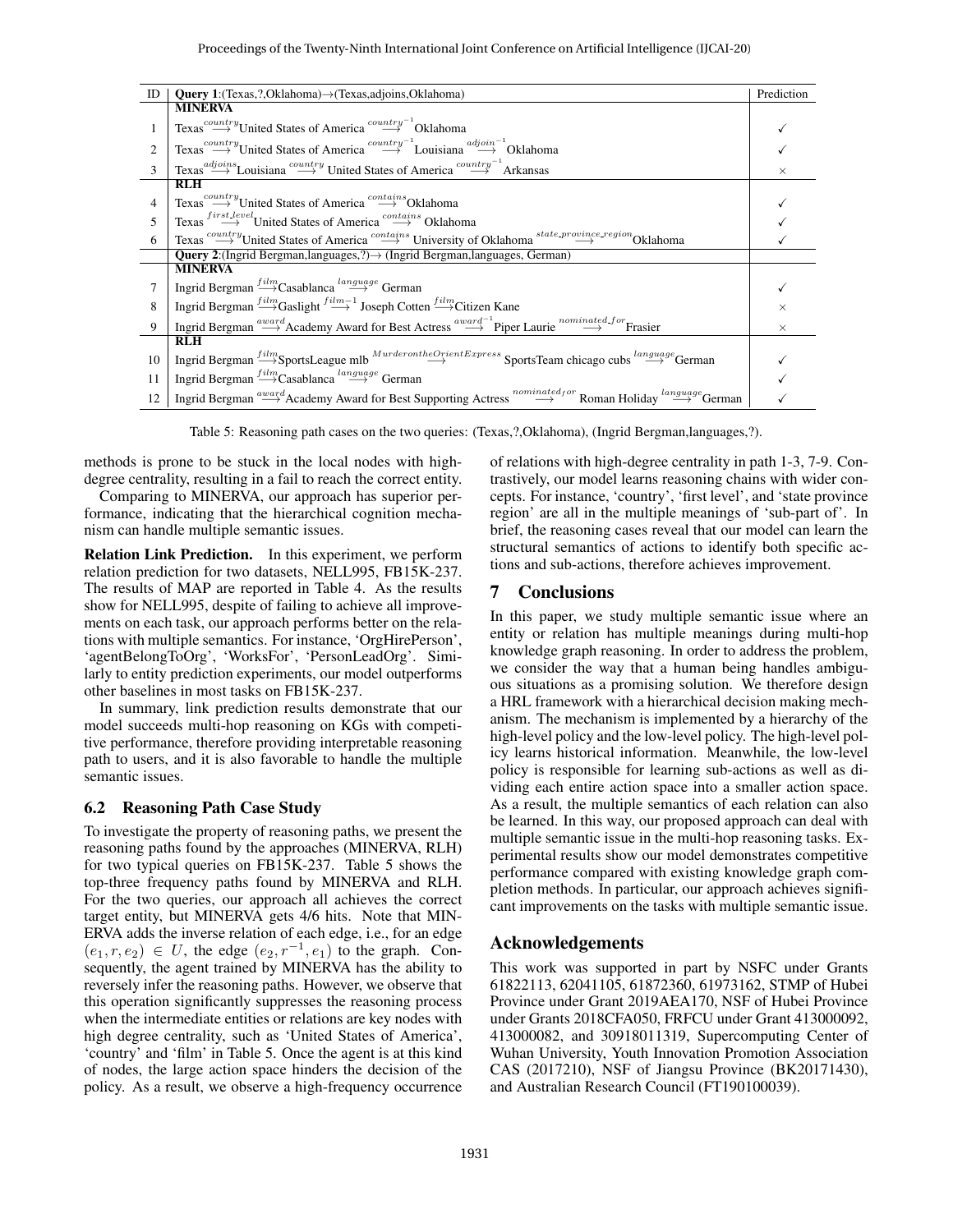| ID | **Query 1**:(Texas,?,Oklahoma)→(Texas,adjoins,Oklahoma) | Prediction |
|---|---|---|
| | **MINERVA** | |
| 1 | Texas $\stackrel{country}{\longrightarrow}$ United States of America $\stackrel{country^{-1}}{\longrightarrow}$ Oklahoma | ✓ |
| 2 | Texas $\stackrel{country}{\longrightarrow}$ United States of America $\stackrel{country^{-1}}{\longrightarrow}$ Louisiana $\stackrel{adjoin^{-1}}{\longrightarrow}$ Oklahoma | ✓ |
| 3 | Texas $\stackrel{adjoins}{\longrightarrow}$ Louisiana $\stackrel{country}{\longrightarrow}$ United States of America $\stackrel{country^{-1}}{\longrightarrow}$ Arkansas | × |
| | **RLH** | |
| 4 | Texas $\stackrel{country}{\longrightarrow}$ United States of America $\stackrel{contains}{\longrightarrow}$ Oklahoma | ✓ |
| 5 | Texas $\stackrel{first\_level}{\longrightarrow}$ United States of America $\stackrel{contains}{\longrightarrow}$ Oklahoma | ✓ |
| 6 | Texas $\stackrel{country}{\longrightarrow}$ United States of America $\stackrel{contains}{\longrightarrow}$ University of Oklahoma $\stackrel{state\_province\_region}{\longrightarrow}$ Oklahoma | ✓ |
| | **Query 2**:(Ingrid Bergman,languages,?)→ (Ingrid Bergman,languages, German) | |
| | **MINERVA** | |
| 7 | Ingrid Bergman $\stackrel{film}{\longrightarrow}$ Casablanca $\stackrel{language}{\longrightarrow}$ German | ✓ |
| 8 | Ingrid Bergman $\stackrel{film}{\longrightarrow}$ Gaslight $\stackrel{film^{-1}}{\longrightarrow}$ Joseph Cotten $\stackrel{film}{\longrightarrow}$ Citizen Kane | × |
| 9 | Ingrid Bergman $\stackrel{award}{\longrightarrow}$ Academy Award for Best Actress $\stackrel{award^{-1}}{\longrightarrow}$ Piper Laurie $\stackrel{nominated\_for}{\longrightarrow}$ Frasier | × |
| | **RLH** | |
| 10 | Ingrid Bergman $\stackrel{film}{\longrightarrow}$ SportsLeague mlb $\stackrel{MurderontheOrientExpress}{\longrightarrow}$ SportsTeam chicago cubs $\stackrel{language}{\longrightarrow}$ German | ✓ |
| 11 | Ingrid Bergman $\stackrel{film}{\longrightarrow}$ Casablanca $\stackrel{language}{\longrightarrow}$ German | ✓ |
| 12 | Ingrid Bergman $\stackrel{award}{\longrightarrow}$ Academy Award for Best Supporting Actress $\stackrel{nominated_for}{\longrightarrow}$ Roman Holiday $\stackrel{language}{\longrightarrow}$ German | ✓ |

Table 5: Reasoning path cases on the two queries: (Texas,?,Oklahoma), (Ingrid Bergman,languages,?).

methods is prone to be stuck in the local nodes with high-degree centrality, resulting in a fail to reach the correct entity.

Comparing to MINERVA, our approach has superior performance, indicating that the hierarchical cognition mechanism can handle multiple semantic issues.

**Relation Link Prediction.** In this experiment, we perform relation prediction for two datasets, NELL995, FB15K-237. The results of MAP are reported in Table 4. As the results show for NELL995, despite of failing to achieve all improvements on each task, our approach performs better on the relations with multiple semantics. For instance, 'OrgHirePerson', 'agentBelongToOrg', 'WorksFor', 'PersonLeadOrg'. Similarly to entity prediction experiments, our model outperforms other baselines in most tasks on FB15K-237.

In summary, link prediction results demonstrate that our model succeeds multi-hop reasoning on KGs with competitive performance, therefore providing interpretable reasoning path to users, and it is also favorable to handle the multiple semantic issues.

### 6.2 Reasoning Path Case Study

To investigate the property of reasoning paths, we present the reasoning paths found by the approaches (MINERVA, RLH) for two typical queries on FB15K-237. Table 5 shows the top-three frequency paths found by MINERVA and RLH. For the two queries, our approach all achieves the correct target entity, but MINERVA gets 4/6 hits. Note that MINERVA adds the inverse relation of each edge, i.e., for an edge $(e_1, r, e_2) \in U$, the edge $(e_2, r^{-1}, e_1)$ to the graph. Consequently, the agent trained by MINERVA has the ability to reversely infer the reasoning paths. However, we observe that this operation significantly suppresses the reasoning process when the intermediate entities or relations are key nodes with high degree centrality, such as 'United States of America', 'country' and 'film' in Table 5. Once the agent is at this kind of nodes, the large action space hinders the decision of the policy. As a result, we observe a high-frequency occurrence of relations with high-degree centrality in path 1-3, 7-9. Contrastively, our model learns reasoning chains with wider concepts. For instance, 'country', 'first level', and 'state province region' are all in the multiple meanings of 'sub-part of'. In brief, the reasoning cases reveal that our model can learn the structural semantics of actions to identify both specific actions and sub-actions, therefore achieves improvement.

## 7 Conclusions

In this paper, we study multiple semantic issue where an entity or relation has multiple meanings during multi-hop knowledge graph reasoning. In order to address the problem, we consider the way that a human being handles ambiguous situations as a promising solution. We therefore design a HRL framework with a hierarchical decision making mechanism. The mechanism is implemented by a hierarchy of the high-level policy and the low-level policy. The high-level policy learns historical information. Meanwhile, the low-level policy is responsible for learning sub-actions as well as dividing each entire action space into a smaller action space. As a result, the multiple semantics of each relation can also be learned. In this way, our proposed approach can deal with multiple semantic issue in the multi-hop reasoning tasks. Experimental results show our model demonstrates competitive performance compared with existing knowledge graph completion methods. In particular, our approach achieves significant improvements on the tasks with multiple semantic issue.

## Acknowledgements

This work was supported in part by NSFC under Grants 61822113, 62041105, 61872360, 61973162, STMP of Hubei Province under Grant 2019AEA170, NSF of Hubei Province under Grants 2018CFA050, FRFCU under Grant 413000092, 413000082, and 30918011319, Supercomputing Center of Wuhan University, Youth Innovation Promotion Association CAS (2017210), NSF of Jiangsu Province (BK20171430), and Australian Research Council (FT190100039).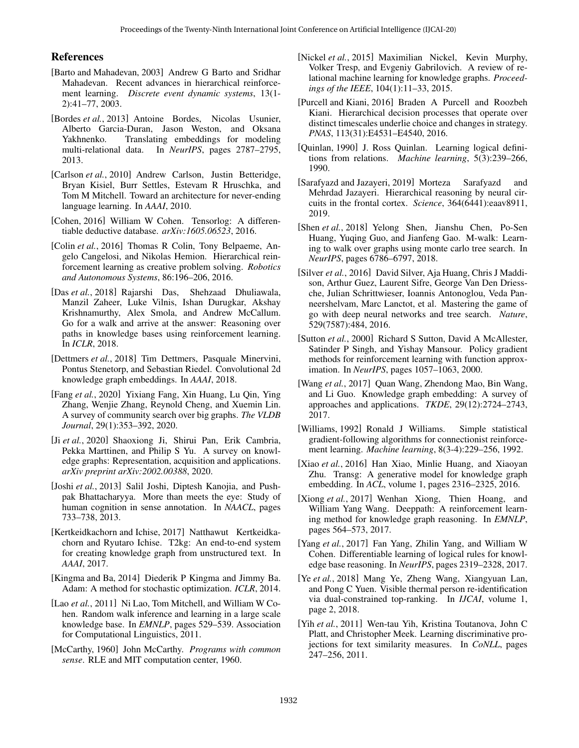## References

[Barto and Mahadevan, 2003] Andrew G Barto and Sridhar Mahadevan. Recent advances in hierarchical reinforcement learning. *Discrete event dynamic systems*, 13(1-2):41–77, 2003.

[Bordes *et al.*, 2013] Antoine Bordes, Nicolas Usunier, Alberto Garcia-Duran, Jason Weston, and Oksana Yakhnenko. Translating embeddings for modeling multi-relational data. In *NeurIPS*, pages 2787–2795, 2013.

[Carlson *et al.*, 2010] Andrew Carlson, Justin Betteridge, Bryan Kisiel, Burr Settles, Estevam R Hruschka, and Tom M Mitchell. Toward an architecture for never-ending language learning. In *AAAI*, 2010.

[Cohen, 2016] William W Cohen. Tensorlog: A differentiable deductive database. *arXiv:1605.06523*, 2016.

[Colin *et al.*, 2016] Thomas R Colin, Tony Belpaeme, Angelo Cangelosi, and Nikolas Hemion. Hierarchical reinforcement learning as creative problem solving. *Robotics and Autonomous Systems*, 86:196–206, 2016.

[Das *et al.*, 2018] Rajarshi Das, Shehzaad Dhuliawala, Manzil Zaheer, Luke Vilnis, Ishan Durugkar, Akshay Krishnamurthy, Alex Smola, and Andrew McCallum. Go for a walk and arrive at the answer: Reasoning over paths in knowledge bases using reinforcement learning. In *ICLR*, 2018.

[Dettmers *et al.*, 2018] Tim Dettmers, Pasquale Minervini, Pontus Stenetorp, and Sebastian Riedel. Convolutional 2d knowledge graph embeddings. In *AAAI*, 2018.

[Fang *et al.*, 2020] Yixiang Fang, Xin Huang, Lu Qin, Ying Zhang, Wenjie Zhang, Reynold Cheng, and Xuemin Lin. A survey of community search over big graphs. *The VLDB Journal*, 29(1):353–392, 2020.

[Ji *et al.*, 2020] Shaoxiong Ji, Shirui Pan, Erik Cambria, Pekka Marttinen, and Philip S Yu. A survey on knowledge graphs: Representation, acquisition and applications. *arXiv preprint arXiv:2002.00388*, 2020.

[Joshi *et al.*, 2013] Salil Joshi, Diptesh Kanojia, and Pushpak Bhattacharyya. More than meets the eye: Study of human cognition in sense annotation. In *NAACL*, pages 733–738, 2013.

[Kertkeidkachorn and Ichise, 2017] Natthawut Kertkeidkachorn and Ryutaro Ichise. T2kg: An end-to-end system for creating knowledge graph from unstructured text. In *AAAI*, 2017.

[Kingma and Ba, 2014] Diederik P Kingma and Jimmy Ba. Adam: A method for stochastic optimization. *ICLR*, 2014.

[Lao *et al.*, 2011] Ni Lao, Tom Mitchell, and William W Cohen. Random walk inference and learning in a large scale knowledge base. In *EMNLP*, pages 529–539. Association for Computational Linguistics, 2011.

[McCarthy, 1960] John McCarthy. *Programs with common sense*. RLE and MIT computation center, 1960.

[Nickel *et al.*, 2015] Maximilian Nickel, Kevin Murphy, Volker Tresp, and Evgeniy Gabrilovich. A review of relational machine learning for knowledge graphs. *Proceedings of the IEEE*, 104(1):11–33, 2015.

[Purcell and Kiani, 2016] Braden A Purcell and Roozbeh Kiani. Hierarchical decision processes that operate over distinct timescales underlie choice and changes in strategy. *PNAS*, 113(31):E4531–E4540, 2016.

[Quinlan, 1990] J. Ross Quinlan. Learning logical definitions from relations. *Machine learning*, 5(3):239–266, 1990.

[Sarafyazd and Jazayeri, 2019] Morteza Sarafyazd and Mehrdad Jazayeri. Hierarchical reasoning by neural circuits in the frontal cortex. *Science*, 364(6441):eaav8911, 2019.

[Shen *et al.*, 2018] Yelong Shen, Jianshu Chen, Po-Sen Huang, Yuqing Guo, and Jianfeng Gao. M-walk: Learning to walk over graphs using monte carlo tree search. In *NeurIPS*, pages 6786–6797, 2018.

[Silver *et al.*, 2016] David Silver, Aja Huang, Chris J Maddison, Arthur Guez, Laurent Sifre, George Van Den Driessche, Julian Schrittwieser, Ioannis Antonoglou, Veda Panneershelvam, Marc Lanctot, et al. Mastering the game of go with deep neural networks and tree search. *Nature*, 529(7587):484, 2016.

[Sutton *et al.*, 2000] Richard S Sutton, David A McAllester, Satinder P Singh, and Yishay Mansour. Policy gradient methods for reinforcement learning with function approximation. In *NeurIPS*, pages 1057–1063, 2000.

[Wang *et al.*, 2017] Quan Wang, Zhendong Mao, Bin Wang, and Li Guo. Knowledge graph embedding: A survey of approaches and applications. *TKDE*, 29(12):2724–2743, 2017.

[Williams, 1992] Ronald J Williams. Simple statistical gradient-following algorithms for connectionist reinforcement learning. *Machine learning*, 8(3-4):229–256, 1992.

[Xiao *et al.*, 2016] Han Xiao, Minlie Huang, and Xiaoyan Zhu. Transg: A generative model for knowledge graph embedding. In *ACL*, volume 1, pages 2316–2325, 2016.

[Xiong *et al.*, 2017] Wenhan Xiong, Thien Hoang, and William Yang Wang. Deeppath: A reinforcement learning method for knowledge graph reasoning. In *EMNLP*, pages 564–573, 2017.

[Yang *et al.*, 2017] Fan Yang, Zhilin Yang, and William W Cohen. Differentiable learning of logical rules for knowledge base reasoning. In *NeurIPS*, pages 2319–2328, 2017.

[Ye *et al.*, 2018] Mang Ye, Zheng Wang, Xiangyuan Lan, and Pong C Yuen. Visible thermal person re-identification via dual-constrained top-ranking. In *IJCAI*, volume 1, page 2, 2018.

[Yih *et al.*, 2011] Wen-tau Yih, Kristina Toutanova, John C Platt, and Christopher Meek. Learning discriminative projections for text similarity measures. In *CoNLL*, pages 247–256, 2011.